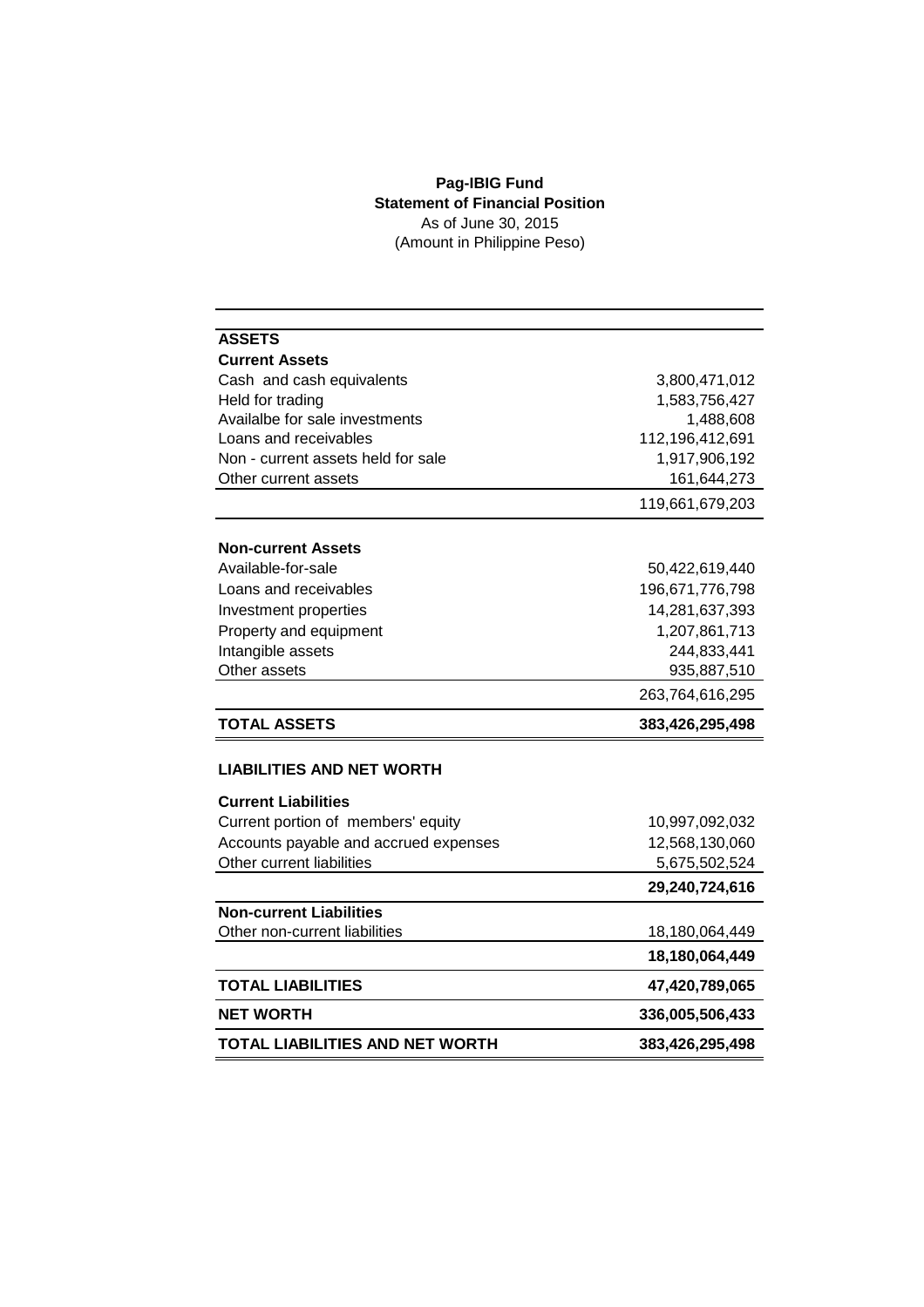# Pag-IBIG Fund

## Statement of Financial Position

As of June 30, 2015

(Amount in Philippine Peso)

| | |
|---|---:|
| **ASSETS** | |
| **Current Assets** | |
| Cash and cash equivalents | 3,800,471,012 |
| Held for trading | 1,583,756,427 |
| Availalbe for sale investments | 1,488,608 |
| Loans and receivables | 112,196,412,691 |
| Non - current assets held for sale | 1,917,906,192 |
| Other current assets | 161,644,273 |
| | 119,661,679,203 |
| **Non-current Assets** | |
| Available-for-sale | 50,422,619,440 |
| Loans and receivables | 196,671,776,798 |
| Investment properties | 14,281,637,393 |
| Property and equipment | 1,207,861,713 |
| Intangible assets | 244,833,441 |
| Other assets | 935,887,510 |
| | 263,764,616,295 |
| **TOTAL ASSETS** | **383,426,295,498** |
| **LIABILITIES AND NET WORTH** | |
| **Current Liabilities** | |
| Current portion of members' equity | 10,997,092,032 |
| Accounts payable and accrued expenses | 12,568,130,060 |
| Other current liabilities | 5,675,502,524 |
| | **29,240,724,616** |
| **Non-current Liabilities** | |
| Other non-current liabilities | 18,180,064,449 |
| | **18,180,064,449** |
| **TOTAL LIABILITIES** | **47,420,789,065** |
| **NET WORTH** | **336,005,506,433** |
| **TOTAL LIABILITIES AND NET WORTH** | **383,426,295,498** |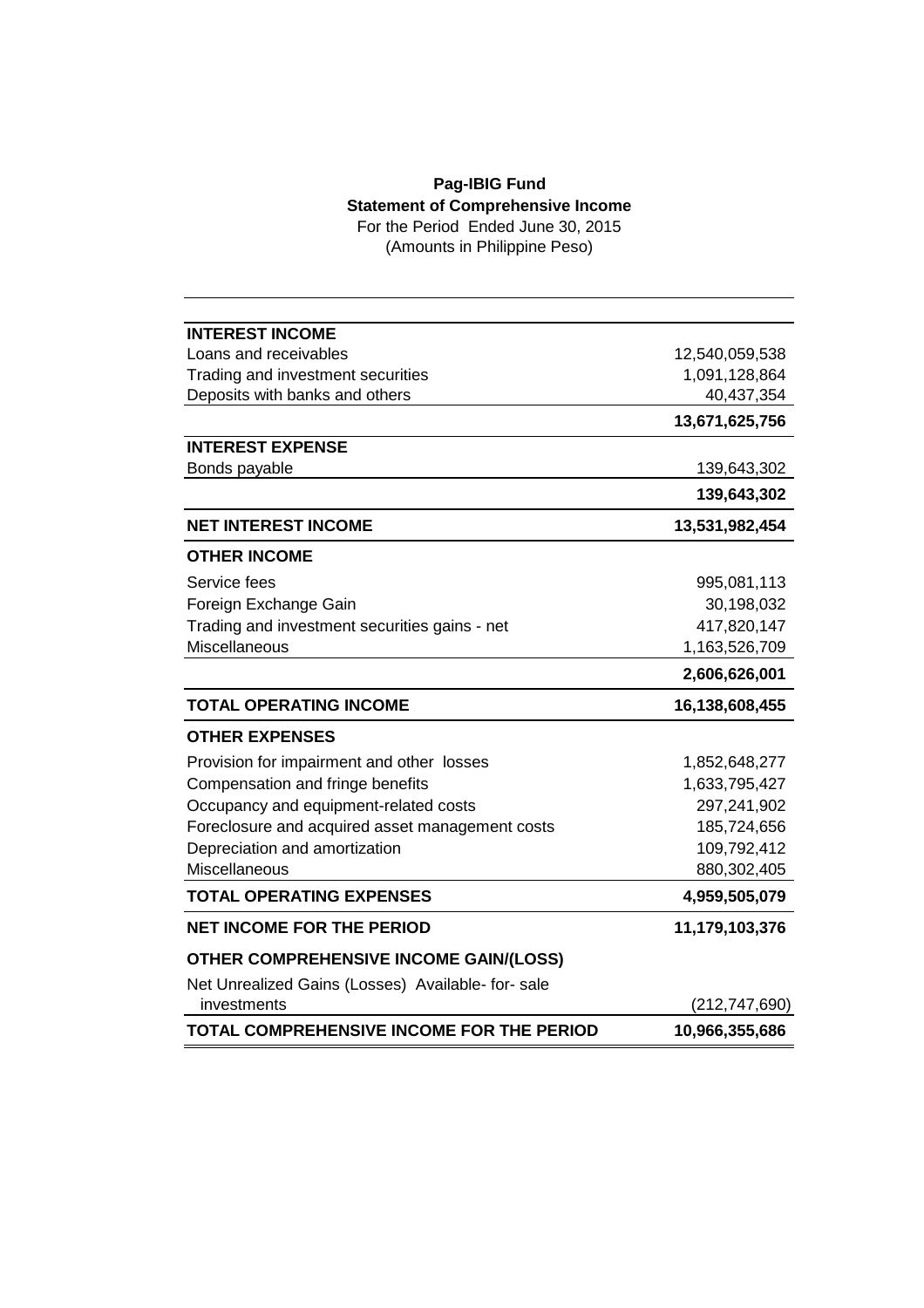**Pag-IBIG Fund**
**Statement of Comprehensive Income**
For the Period Ended June 30, 2015
(Amounts in Philippine Peso)

| | |
|---|---:|
| **INTEREST INCOME** | |
| Loans and receivables | 12,540,059,538 |
| Trading and investment securities | 1,091,128,864 |
| Deposits with banks and others | 40,437,354 |
| | **13,671,625,756** |
| **INTEREST EXPENSE** | |
| Bonds payable | 139,643,302 |
| | **139,643,302** |
| **NET INTEREST INCOME** | **13,531,982,454** |
| **OTHER INCOME** | |
| Service fees | 995,081,113 |
| Foreign Exchange Gain | 30,198,032 |
| Trading and investment securities gains - net | 417,820,147 |
| Miscellaneous | 1,163,526,709 |
| | **2,606,626,001** |
| **TOTAL OPERATING INCOME** | **16,138,608,455** |
| **OTHER EXPENSES** | |
| Provision for impairment and other losses | 1,852,648,277 |
| Compensation and fringe benefits | 1,633,795,427 |
| Occupancy and equipment-related costs | 297,241,902 |
| Foreclosure and acquired asset management costs | 185,724,656 |
| Depreciation and amortization | 109,792,412 |
| Miscellaneous | 880,302,405 |
| **TOTAL OPERATING EXPENSES** | **4,959,505,079** |
| **NET INCOME FOR THE PERIOD** | **11,179,103,376** |
| **OTHER COMPREHENSIVE INCOME GAIN/(LOSS)** | |
| Net Unrealized Gains (Losses) Available- for- sale investments | (212,747,690) |
| **TOTAL COMPREHENSIVE INCOME FOR THE PERIOD** | **10,966,355,686** |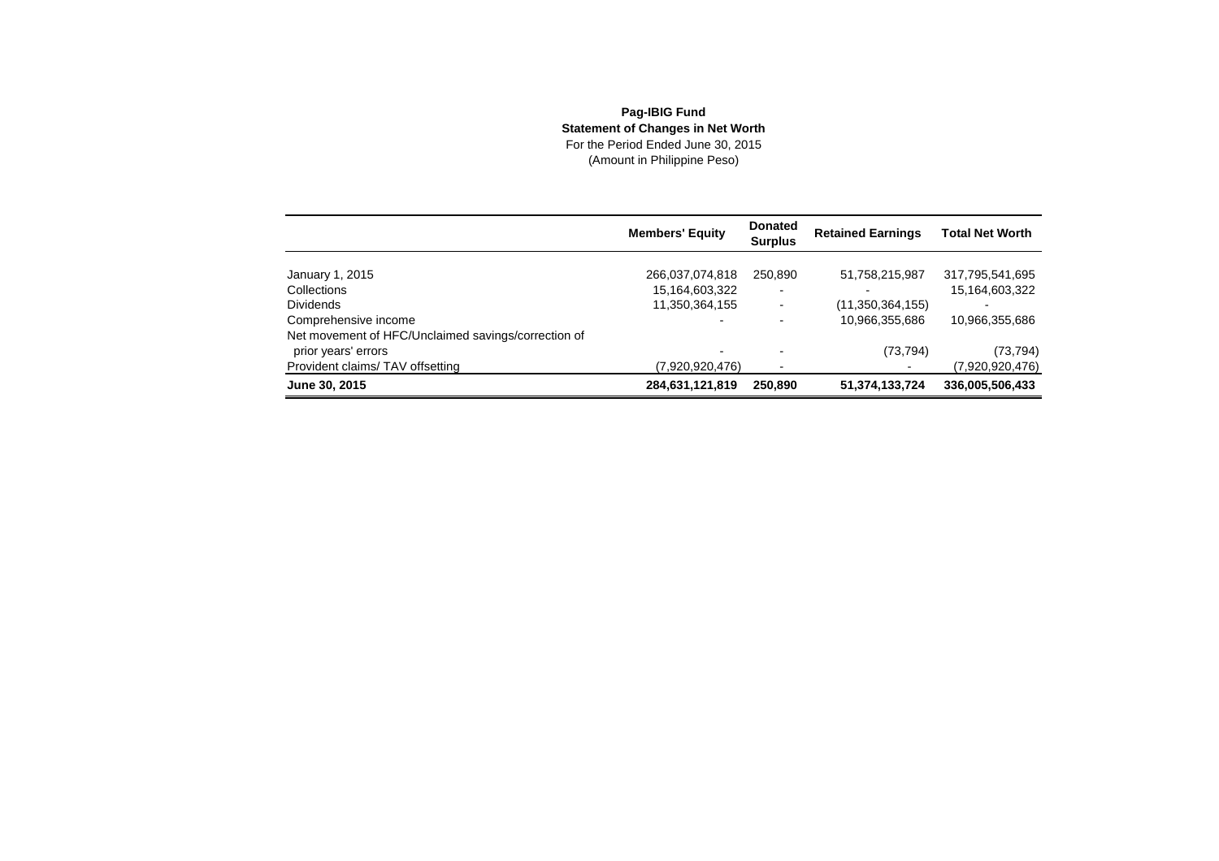**Pag-IBIG Fund**

**Statement of Changes in Net Worth**

For the Period Ended June 30, 2015

(Amount in Philippine Peso)

| | Members' Equity | Donated Surplus | Retained Earnings | Total Net Worth |
|---|---|---|---|---|
| January 1, 2015 | 266,037,074,818 | 250,890 | 51,758,215,987 | 317,795,541,695 |
| Collections | 15,164,603,322 | - | - | 15,164,603,322 |
| Dividends | 11,350,364,155 | - | (11,350,364,155) | - |
| Comprehensive income | - | - | 10,966,355,686 | 10,966,355,686 |
| Net movement of HFC/Unclaimed savings/correction of prior years' errors | - | - | (73,794) | (73,794) |
| Provident claims/ TAV offsetting | (7,920,920,476) | - | - | (7,920,920,476) |
| **June 30, 2015** | **284,631,121,819** | **250,890** | **51,374,133,724** | **336,005,506,433** |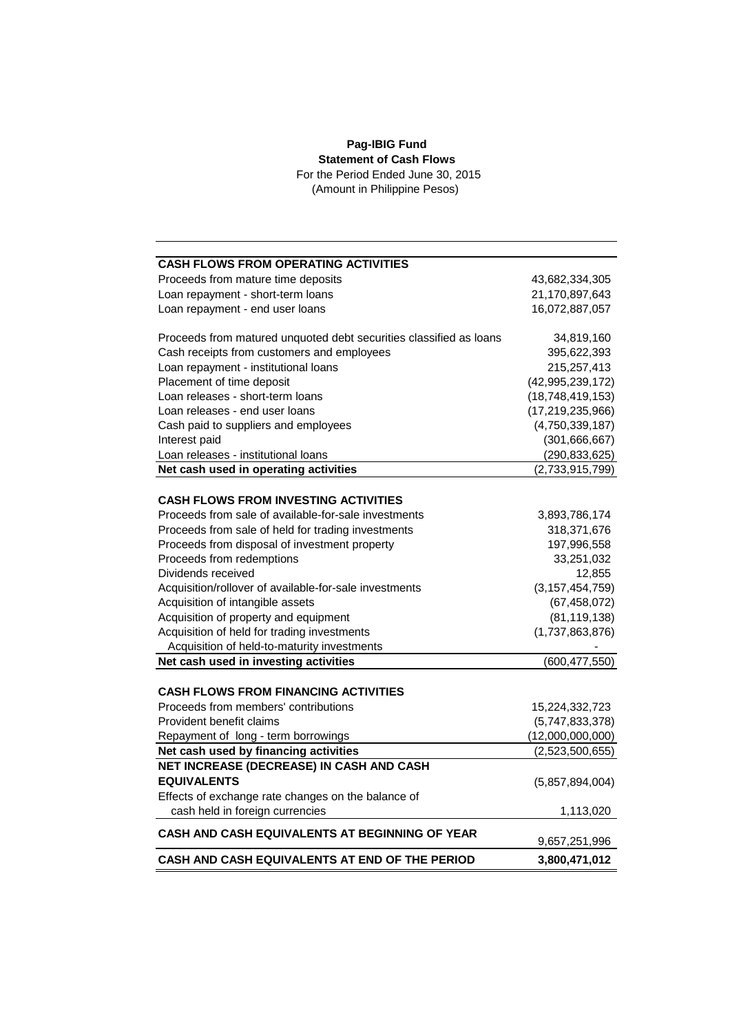**Pag-IBIG Fund**
**Statement of Cash Flows**
For the Period Ended June 30, 2015
(Amount in Philippine Pesos)

| | |
|---|---|
| **CASH FLOWS FROM OPERATING ACTIVITIES** | |
| Proceeds from mature time deposits | 43,682,334,305 |
| Loan repayment - short-term loans | 21,170,897,643 |
| Loan repayment - end user loans | 16,072,887,057 |
| Proceeds from matured unquoted debt securities classified as loans | 34,819,160 |
| Cash receipts from customers and employees | 395,622,393 |
| Loan repayment - institutional loans | 215,257,413 |
| Placement of time deposit | (42,995,239,172) |
| Loan releases - short-term loans | (18,748,419,153) |
| Loan releases - end user loans | (17,219,235,966) |
| Cash paid to suppliers and employees | (4,750,339,187) |
| Interest paid | (301,666,667) |
| Loan releases - institutional loans | (290,833,625) |
| **Net cash used in operating activities** | (2,733,915,799) |
| **CASH FLOWS FROM INVESTING ACTIVITIES** | |
| Proceeds from sale of available-for-sale investments | 3,893,786,174 |
| Proceeds from sale of held for trading investments | 318,371,676 |
| Proceeds from disposal of investment property | 197,996,558 |
| Proceeds from redemptions | 33,251,032 |
| Dividends received | 12,855 |
| Acquisition/rollover of available-for-sale investments | (3,157,454,759) |
| Acquisition of intangible assets | (67,458,072) |
| Acquisition of property and equipment | (81,119,138) |
| Acquisition of held for trading investments | (1,737,863,876) |
| Acquisition of held-to-maturity investments | - |
| **Net cash used in investing activities** | (600,477,550) |
| **CASH FLOWS FROM FINANCING ACTIVITIES** | |
| Proceeds from members' contributions | 15,224,332,723 |
| Provident benefit claims | (5,747,833,378) |
| Repayment of long - term borrowings | (12,000,000,000) |
| **Net cash used by financing activities** | (2,523,500,655) |
| **NET INCREASE (DECREASE) IN CASH AND CASH EQUIVALENTS** | (5,857,894,004) |
| Effects of exchange rate changes on the balance of cash held in foreign currencies | 1,113,020 |
| **CASH AND CASH EQUIVALENTS AT BEGINNING OF YEAR** | 9,657,251,996 |
| **CASH AND CASH EQUIVALENTS AT END OF THE PERIOD** | **3,800,471,012** |